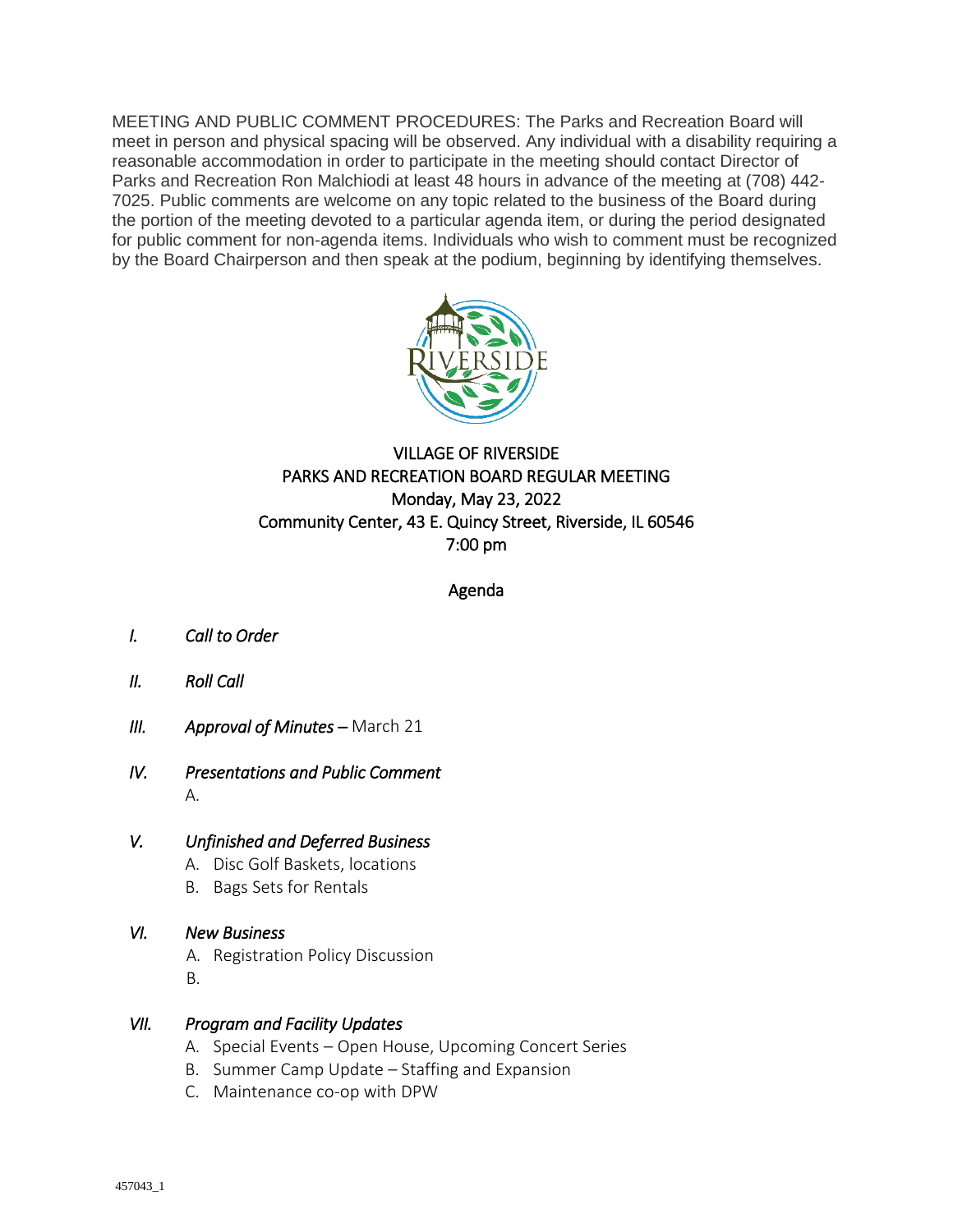MEETING AND PUBLIC COMMENT PROCEDURES: The Parks and Recreation Board will meet in person and physical spacing will be observed. Any individual with a disability requiring a reasonable accommodation in order to participate in the meeting should contact Director of Parks and Recreation Ron Malchiodi at least 48 hours in advance of the meeting at (708) 442-7025. Public comments are welcome on any topic related to the business of the Board during the portion of the meeting devoted to a particular agenda item, or during the period designated for public comment for non-agenda items. Individuals who wish to comment must be recognized by the Board Chairperson and then speak at the podium, beginning by identifying themselves.

VILLAGE OF RIVERSIDE
PARKS AND RECREATION BOARD REGULAR MEETING
Monday, May 23, 2022
Community Center, 43 E. Quincy Street, Riverside, IL 60546
7:00 pm

## Agenda

I. *Call to Order*

II. *Roll Call*

III. *Approval of Minutes* – March 21

IV. *Presentations and Public Comment*
   A.

V. *Unfinished and Deferred Business*
   A. Disc Golf Baskets, locations
   B. Bags Sets for Rentals

VI. *New Business*
   A. Registration Policy Discussion
   B.

VII. *Program and Facility Updates*
   A. Special Events – Open House, Upcoming Concert Series
   B. Summer Camp Update – Staffing and Expansion
   C. Maintenance co-op with DPW

457043_1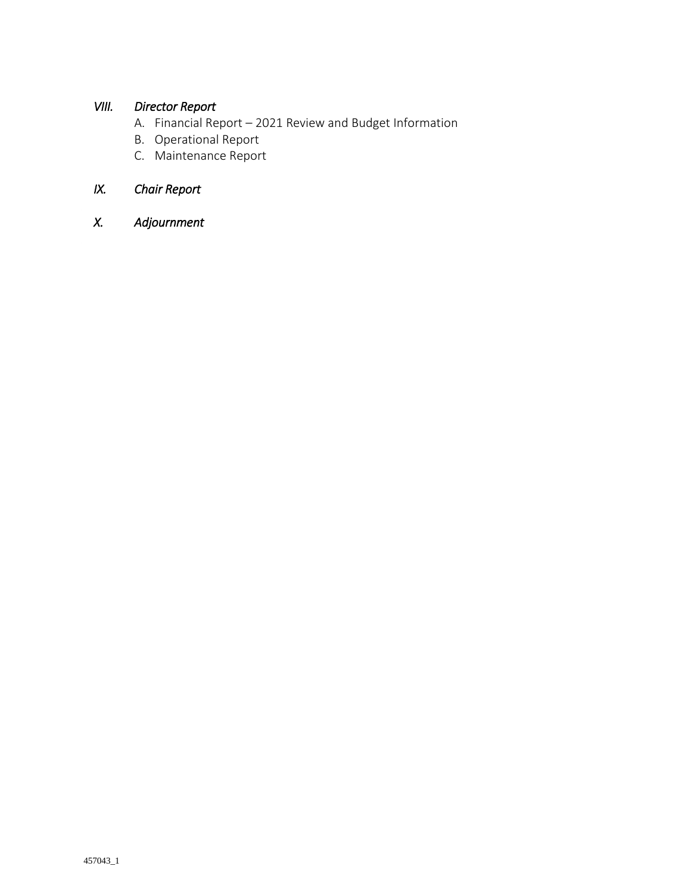*VIII. Director Report*

A. Financial Report – 2021 Review and Budget Information
B. Operational Report
C. Maintenance Report

*IX. Chair Report*

*X. Adjournment*

457043_1